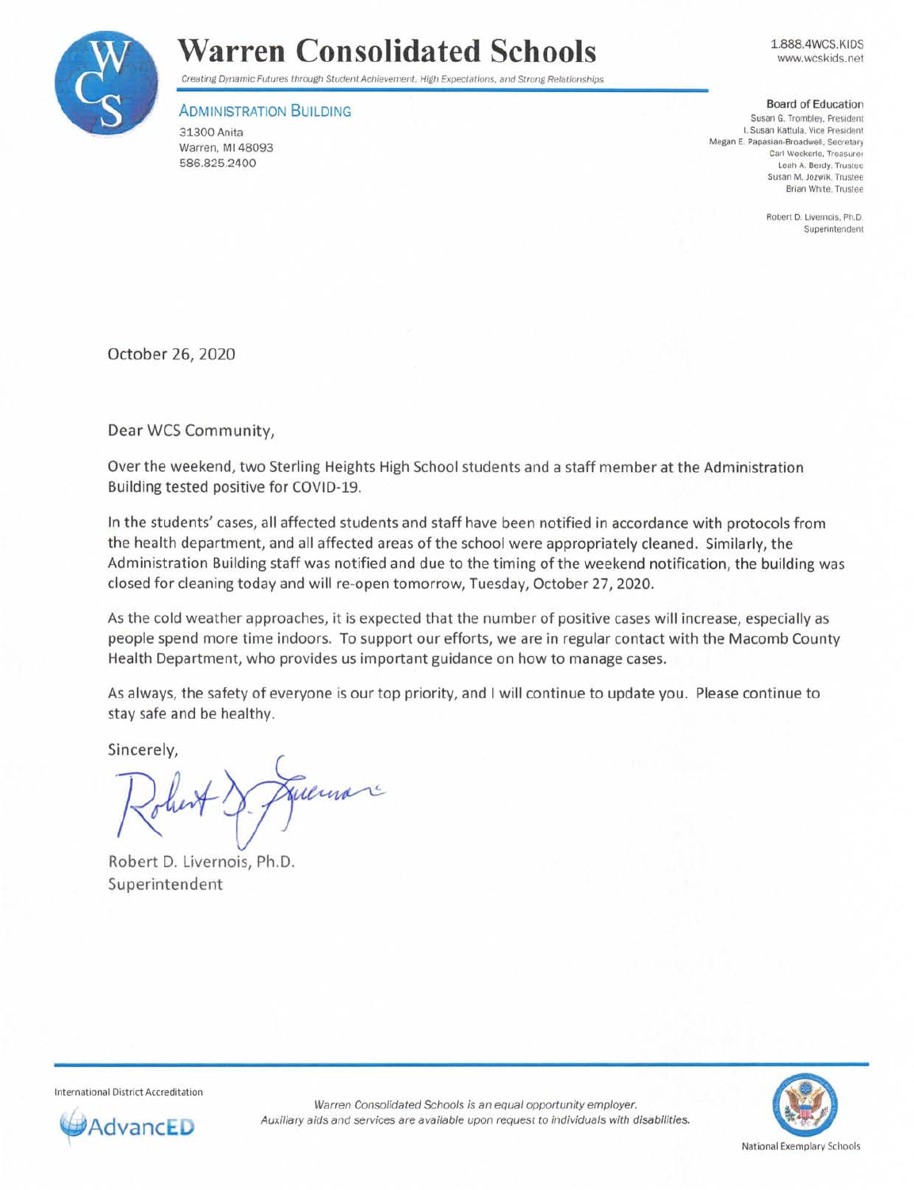# Warren Consolidated Schools

*Creating Dynamic Futures through Student Achievement, High Expectations, and Strong Relationships*

1.888.4WCS.KIDS
www.wcskids.net

**ADMINISTRATION BUILDING**
31300 Anita
Warren, MI 48093
586.825.2400

**Board of Education**
Susan G. Trombley, President
I. Susan Kattula, Vice President
Megan E. Papasian-Broadwell, Secretary
Carl Weckerle, Treasurer
Leah A. Berdy, Trustee
Susan M. Jozwik, Trustee
Brian White, Trustee

Robert D. Livernois, Ph.D.
Superintendent

October 26, 2020

Dear WCS Community,

Over the weekend, two Sterling Heights High School students and a staff member at the Administration Building tested positive for COVID-19.

In the students' cases, all affected students and staff have been notified in accordance with protocols from the health department, and all affected areas of the school were appropriately cleaned. Similarly, the Administration Building staff was notified and due to the timing of the weekend notification, the building was closed for cleaning today and will re-open tomorrow, Tuesday, October 27, 2020.

As the cold weather approaches, it is expected that the number of positive cases will increase, especially as people spend more time indoors. To support our efforts, we are in regular contact with the Macomb County Health Department, who provides us important guidance on how to manage cases.

As always, the safety of everyone is our top priority, and I will continue to update you. Please continue to stay safe and be healthy.

Sincerely,

Robert D. Livernois, Ph.D.
Superintendent

International District Accreditation
AdvancED

*Warren Consolidated Schools is an equal opportunity employer.*
*Auxiliary aids and services are available upon request to individuals with disabilities.*

National Exemplary Schools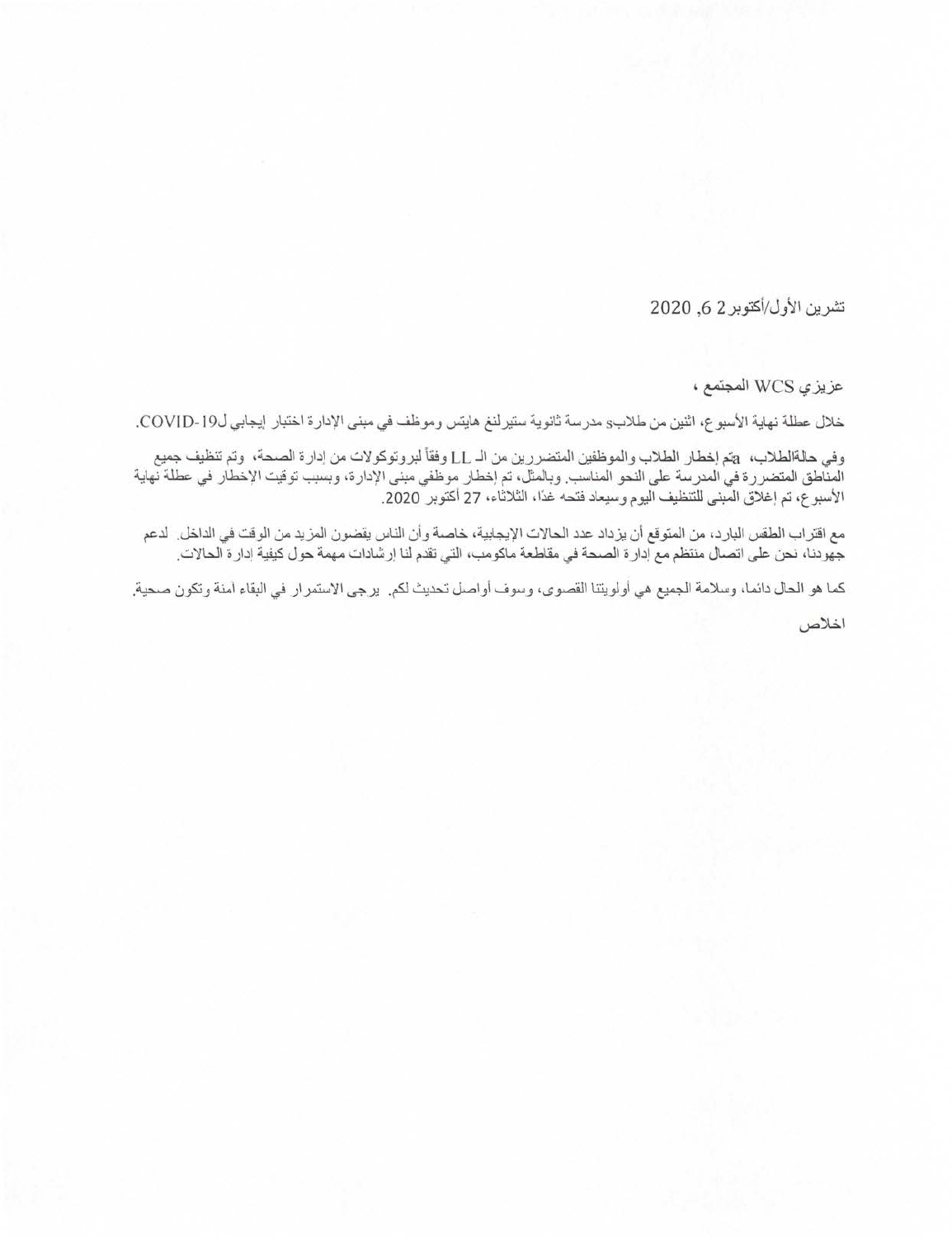تشرين الأول/أكتوبر 2 6, 2020

عزيزي WCS المجتمع ،

خلال عطلة نهاية الأسبوع، اثنين من طلابs مدرسة ثانوية ستيرلنغ هايتس وموظف في مبنى الإدارة اختبار إيجابي لCOVID-19.

وفي حالةالطلاب، aتم إخطار الطلاب والموظفين المتضررين من الـ LL وفقاً لبروتوكولات من إدارة الصحة، وتم تنظيف جميع المناطق المتضررة في المدرسة على النحو المناسب. وبالمثل، تم إخطار موظفي مبنى الإدارة، وبسبب توقيت الإخطار في عطلة نهاية الأسبوع، تم إغلاق المبنى للتنظيف اليوم وسيعاد فتحه غدًا، الثلاثاء، 27 أكتوبر 2020.

مع اقتراب الطقس البارد، من المتوقع أن يزداد عدد الحالات الإيجابية، خاصة وأن الناس يقضون المزيد من الوقت في الداخل. لدعم جهودنا، نحن على اتصال منتظم مع إدارة الصحة في مقاطعة ماكومب، التي تقدم لنا إرشادات مهمة حول كيفية إدارة الحالات.

كما هو الحال دائما، وسلامة الجميع هي أولويتنا القصوى، وسوف أواصل تحديث لكم. يرجى الاستمرار في البقاء آمنة وتكون صحية.

اخلاص